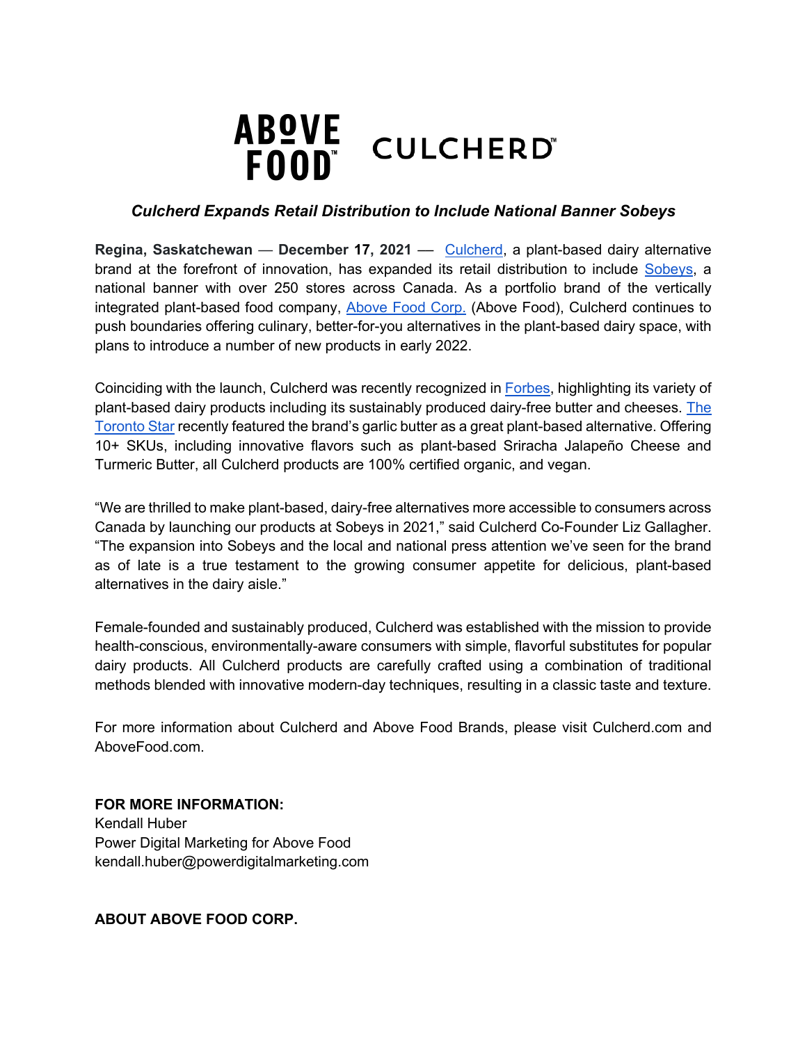# *Culcherd Expands Retail Distribution to Include National Banner Sobeys*

**Regina, Saskatchewan** — **December 17, 2021** — Culcherd, a plant-based dairy alternative brand at the forefront of innovation, has expanded its retail distribution to include Sobeys, a national banner with over 250 stores across Canada. As a portfolio brand of the vertically integrated plant-based food company, Above Food Corp. (Above Food), Culcherd continues to push boundaries offering culinary, better-for-you alternatives in the plant-based dairy space, with plans to introduce a number of new products in early 2022.

Coinciding with the launch, Culcherd was recently recognized in Forbes, highlighting its variety of plant-based dairy products including its sustainably produced dairy-free butter and cheeses. The Toronto Star recently featured the brand's garlic butter as a great plant-based alternative. Offering 10+ SKUs, including innovative flavors such as plant-based Sriracha Jalapeño Cheese and Turmeric Butter, all Culcherd products are 100% certified organic, and vegan.

"We are thrilled to make plant-based, dairy-free alternatives more accessible to consumers across Canada by launching our products at Sobeys in 2021," said Culcherd Co-Founder Liz Gallagher. "The expansion into Sobeys and the local and national press attention we've seen for the brand as of late is a true testament to the growing consumer appetite for delicious, plant-based alternatives in the dairy aisle."

Female-founded and sustainably produced, Culcherd was established with the mission to provide health-conscious, environmentally-aware consumers with simple, flavorful substitutes for popular dairy products. All Culcherd products are carefully crafted using a combination of traditional methods blended with innovative modern-day techniques, resulting in a classic taste and texture.

For more information about Culcherd and Above Food Brands, please visit Culcherd.com and AboveFood.com.

**FOR MORE INFORMATION:**
Kendall Huber
Power Digital Marketing for Above Food
kendall.huber@powerdigitalmarketing.com

**ABOUT ABOVE FOOD CORP.**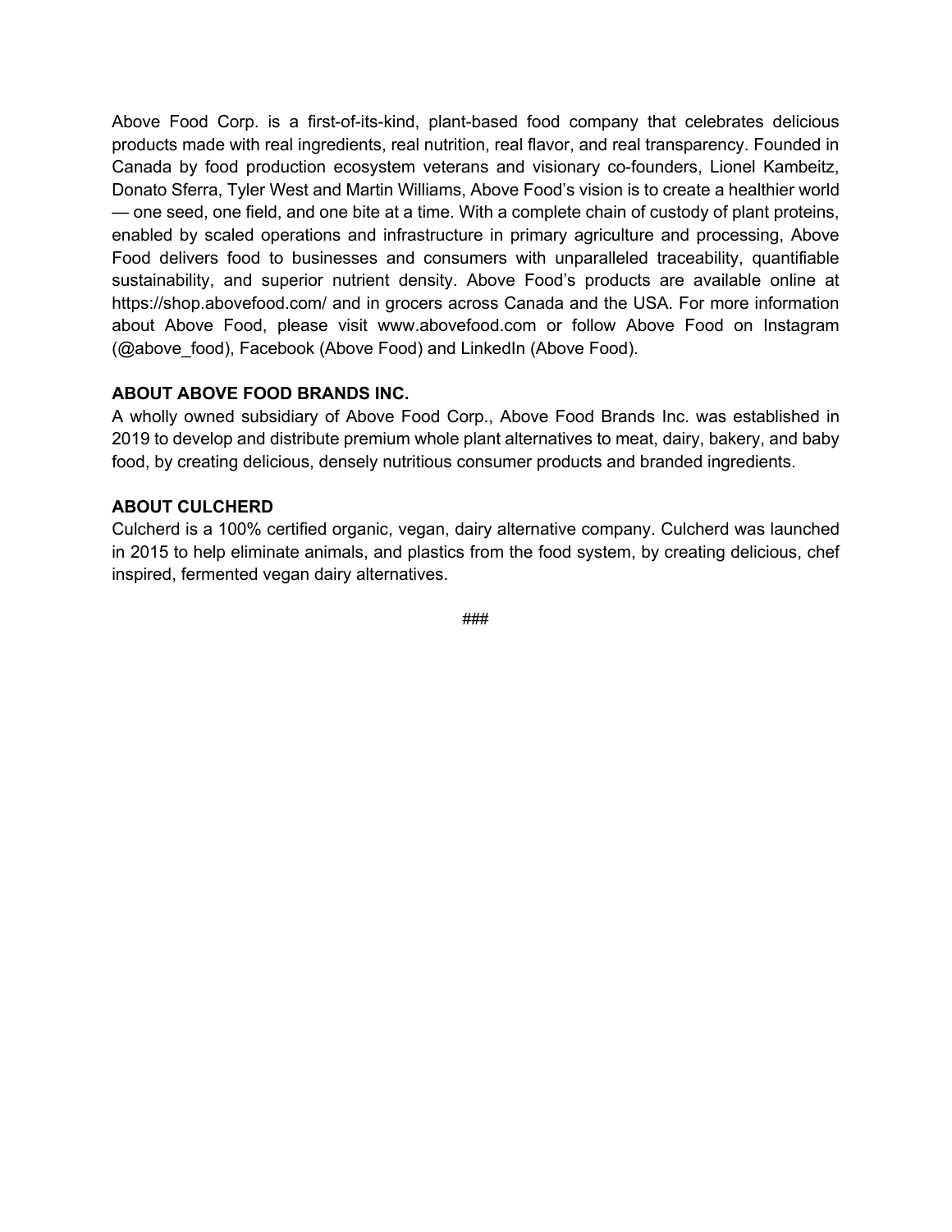Above Food Corp. is a first-of-its-kind, plant-based food company that celebrates delicious products made with real ingredients, real nutrition, real flavor, and real transparency. Founded in Canada by food production ecosystem veterans and visionary co-founders, Lionel Kambeitz, Donato Sferra, Tyler West and Martin Williams, Above Food's vision is to create a healthier world — one seed, one field, and one bite at a time. With a complete chain of custody of plant proteins, enabled by scaled operations and infrastructure in primary agriculture and processing, Above Food delivers food to businesses and consumers with unparalleled traceability, quantifiable sustainability, and superior nutrient density. Above Food's products are available online at https://shop.abovefood.com/ and in grocers across Canada and the USA. For more information about Above Food, please visit www.abovefood.com or follow Above Food on Instagram (@above_food), Facebook (Above Food) and LinkedIn (Above Food).

**ABOUT ABOVE FOOD BRANDS INC.**

A wholly owned subsidiary of Above Food Corp., Above Food Brands Inc. was established in 2019 to develop and distribute premium whole plant alternatives to meat, dairy, bakery, and baby food, by creating delicious, densely nutritious consumer products and branded ingredients.

**ABOUT CULCHERD**

Culcherd is a 100% certified organic, vegan, dairy alternative company. Culcherd was launched in 2015 to help eliminate animals, and plastics from the food system, by creating delicious, chef inspired, fermented vegan dairy alternatives.

###